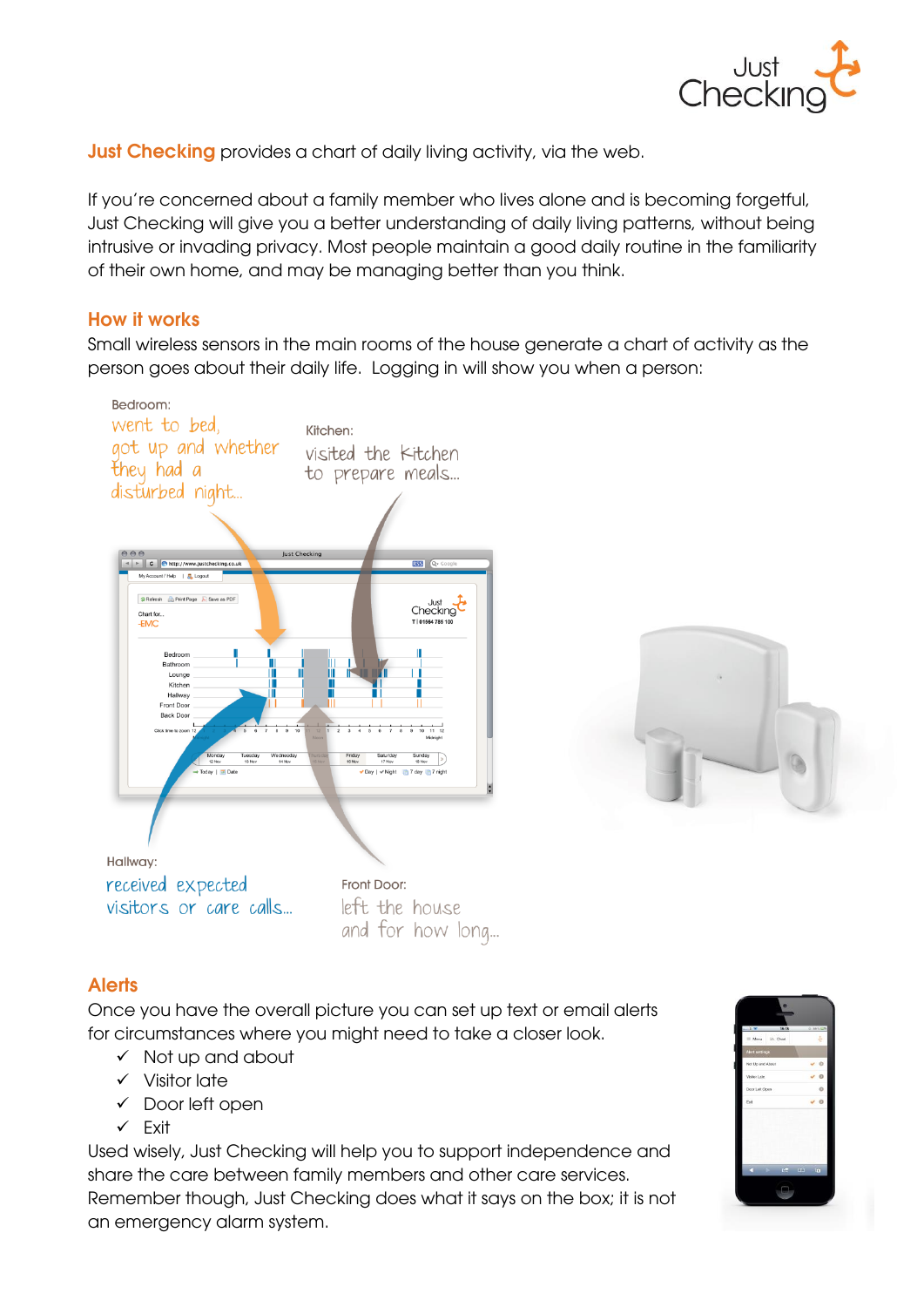**Just Checking** provides a chart of daily living activity, via the web.

If you're concerned about a family member who lives alone and is becoming forgetful, Just Checking will give you a better understanding of daily living patterns, without being intrusive or invading privacy. Most people maintain a good daily routine in the familiarity of their own home, and may be managing better than you think.

## How it works

Small wireless sensors in the main rooms of the house generate a chart of activity as the person goes about their daily life. Logging in will show you when a person:

Bedroom:
went to bed, got up and whether they had a disturbed night...

Kitchen:
visited the kitchen to prepare meals...

Hallway:
received expected visitors or care calls...

Front Door:
left the house and for how long...

## Alerts

Once you have the overall picture you can set up text or email alerts for circumstances where you might need to take a closer look.

- ✓ Not up and about
- ✓ Visitor late
- ✓ Door left open
- ✓ Exit

Used wisely, Just Checking will help you to support independence and share the care between family members and other care services. Remember though, Just Checking does what it says on the box; it is not an emergency alarm system.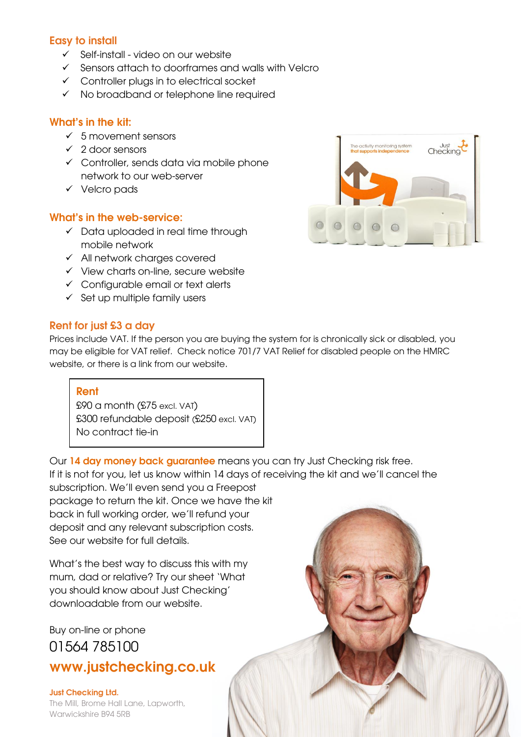## Easy to install

- ✓ Self-install - video on our website
- ✓ Sensors attach to doorframes and walls with Velcro
- ✓ Controller plugs in to electrical socket
- ✓ No broadband or telephone line required

## What's in the kit:

- ✓ 5 movement sensors
- ✓ 2 door sensors
- ✓ Controller, sends data via mobile phone network to our web-server
- ✓ Velcro pads

## What's in the web-service:

- ✓ Data uploaded in real time through mobile network
- ✓ All network charges covered
- ✓ View charts on-line, secure website
- ✓ Configurable email or text alerts
- ✓ Set up multiple family users

## Rent for just £3 a day

Prices include VAT. If the person you are buying the system for is chronically sick or disabled, you may be eligible for VAT relief. Check notice 701/7 VAT Relief for disabled people on the HMRC website, or there is a link from our website.

**Rent**
£90 a month (£75 excl. VAT)
£300 refundable deposit (£250 excl. VAT)
No contract tie-in

Our **14 day money back guarantee** means you can try Just Checking risk free. If it is not for you, let us know within 14 days of receiving the kit and we'll cancel the subscription. We'll even send you a Freepost package to return the kit. Once we have the kit back in full working order, we'll refund your deposit and any relevant subscription costs. See our website for full details.

What's the best way to discuss this with my mum, dad or relative? Try our sheet 'What you should know about Just Checking' downloadable from our website.

Buy on-line or phone
01564 785100
**www.justchecking.co.uk**

**Just Checking Ltd.**
The Mill, Brome Hall Lane, Lapworth,
Warwickshire B94 5RB